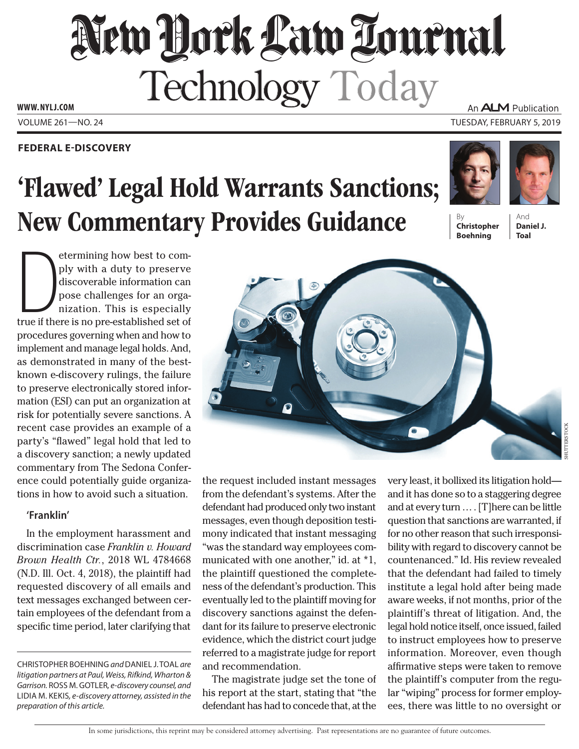# New York Law Journal
## Technology Today

**FEDERAL E-DISCOVERY**

# 'Flawed' Legal Hold Warrants Sanctions; New Commentary Provides Guidance

By **Christopher Boehning** And **Daniel J. Toal**

Determining how best to comply with a duty to preserve discoverable information can pose challenges for an organization. This is especially true if there is no pre-established set of procedures governing when and how to implement and manage legal holds. And, as demonstrated in many of the best-known e-discovery rulings, the failure to preserve electronically stored information (ESI) can put an organization at risk for potentially severe sanctions. A recent case provides an example of a party's "flawed" legal hold that led to a discovery sanction; a newly updated commentary from The Sedona Conference could potentially guide organizations in how to avoid such a situation.

### 'Franklin'

In the employment harassment and discrimination case *Franklin v. Howard Brown Health Ctr.*, 2018 WL 4784668 (N.D. Ill. Oct. 4, 2018), the plaintiff had requested discovery of all emails and text messages exchanged between certain employees of the defendant from a specific time period, later clarifying that the request included instant messages from the defendant's systems. After the defendant had produced only two instant messages, even though deposition testimony indicated that instant messaging "was the standard way employees communicated with one another," id. at *1, the plaintiff questioned the completeness of the defendant's production. This eventually led to the plaintiff moving for discovery sanctions against the defendant for its failure to preserve electronic evidence, which the district court judge referred to a magistrate judge for report and recommendation.

The magistrate judge set the tone of his report at the start, stating that "the defendant has had to concede that, at the very least, it bollixed its litigation hold—and it has done so to a staggering degree and at every turn .... [T]here can be little question that sanctions are warranted, if for no other reason that such irresponsibility with regard to discovery cannot be countenanced." Id. His review revealed that the defendant had failed to timely institute a legal hold after being made aware weeks, if not months, prior of the plaintiff's threat of litigation. And, the legal hold notice itself, once issued, failed to instruct employees how to preserve information. Moreover, even though affirmative steps were taken to remove the plaintiff's computer from the regular "wiping" process for former employees, there was little to no oversight or

---

CHRISTOPHER BOEHNING *and* DANIEL J. TOAL *are litigation partners at Paul, Weiss, Rifkind, Wharton & Garrison.* ROSS M. GOTLER, *e-discovery counsel, and* LIDIA M. KEKIS, *e-discovery attorney, assisted in the preparation of this article.*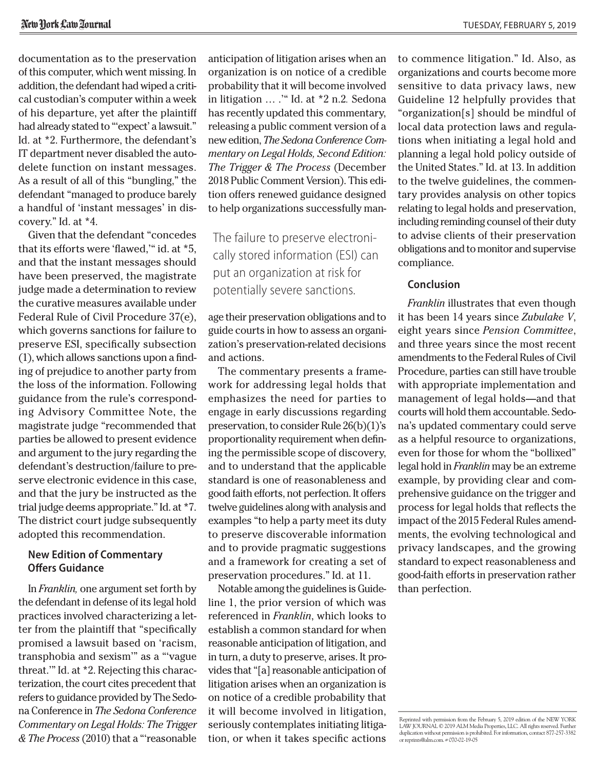documentation as to the preservation of this computer, which went missing. In addition, the defendant had wiped a critical custodian's computer within a week of his departure, yet after the plaintiff had already stated to "'expect' a lawsuit." Id. at *2. Furthermore, the defendant's IT department never disabled the auto-delete function on instant messages. As a result of all of this "bungling," the defendant "managed to produce barely a handful of 'instant messages' in discovery." Id. at *4.

Given that the defendant "concedes that its efforts were 'flawed,'" id. at *5, and that the instant messages should have been preserved, the magistrate judge made a determination to review the curative measures available under Federal Rule of Civil Procedure 37(e), which governs sanctions for failure to preserve ESI, specifically subsection (1), which allows sanctions upon a finding of prejudice to another party from the loss of the information. Following guidance from the rule's corresponding Advisory Committee Note, the magistrate judge "recommended that parties be allowed to present evidence and argument to the jury regarding the defendant's destruction/failure to preserve electronic evidence in this case, and that the jury be instructed as the trial judge deems appropriate." Id. at *7. The district court judge subsequently adopted this recommendation.

## New Edition of Commentary Offers Guidance

In *Franklin,* one argument set forth by the defendant in defense of its legal hold practices involved characterizing a letter from the plaintiff that "specifically promised a lawsuit based on 'racism, transphobia and sexism'" as a "'vague threat.'" Id. at *2. Rejecting this characterization, the court cites precedent that refers to guidance provided by The Sedona Conference in *The Sedona Conference Commentary on Legal Holds: The Trigger & The Process* (2010) that a "'reasonable anticipation of litigation arises when an organization is on notice of a credible probability that it will become involved in litigation … .'" Id. at *2 n.2. Sedona has recently updated this commentary, releasing a public comment version of a new edition, *The Sedona Conference Commentary on Legal Holds, Second Edition: The Trigger & The Process* (December 2018 Public Comment Version). This edition offers renewed guidance designed to help organizations successfully manage their preservation obligations and to guide courts in how to assess an organization's preservation-related decisions and actions.

> The failure to preserve electronically stored information (ESI) can put an organization at risk for potentially severe sanctions.

The commentary presents a framework for addressing legal holds that emphasizes the need for parties to engage in early discussions regarding preservation, to consider Rule 26(b)(1)'s proportionality requirement when defining the permissible scope of discovery, and to understand that the applicable standard is one of reasonableness and good faith efforts, not perfection. It offers twelve guidelines along with analysis and examples "to help a party meet its duty to preserve discoverable information and to provide pragmatic suggestions and a framework for creating a set of preservation procedures." Id. at 11.

Notable among the guidelines is Guideline 1, the prior version of which was referenced in *Franklin*, which looks to establish a common standard for when reasonable anticipation of litigation, and in turn, a duty to preserve, arises. It provides that "[a] reasonable anticipation of litigation arises when an organization is on notice of a credible probability that it will become involved in litigation, seriously contemplates initiating litigation, or when it takes specific actions to commence litigation." Id. Also, as organizations and courts become more sensitive to data privacy laws, new Guideline 12 helpfully provides that "organization[s] should be mindful of local data protection laws and regulations when initiating a legal hold and planning a legal hold policy outside of the United States." Id. at 13. In addition to the twelve guidelines, the commentary provides analysis on other topics relating to legal holds and preservation, including reminding counsel of their duty to advise clients of their preservation obligations and to monitor and supervise compliance.

## Conclusion

*Franklin* illustrates that even though it has been 14 years since *Zubulake V*, eight years since *Pension Committee*, and three years since the most recent amendments to the Federal Rules of Civil Procedure, parties can still have trouble with appropriate implementation and management of legal holds—and that courts will hold them accountable. Sedona's updated commentary could serve as a helpful resource to organizations, even for those for whom the "bollixed" legal hold in *Franklin* may be an extreme example, by providing clear and comprehensive guidance on the trigger and process for legal holds that reflects the impact of the 2015 Federal Rules amendments, the evolving technological and privacy landscapes, and the growing standard to expect reasonableness and good-faith efforts in preservation rather than perfection.

Reprinted with permission from the February 5, 2019 edition of the NEW YORK LAW JOURNAL © 2019 ALM Media Properties, LLC. All rights reserved. Further duplication without permission is prohibited. For information, contact 877-257-3382 or reprints@alm.com. # 070-02-19-05